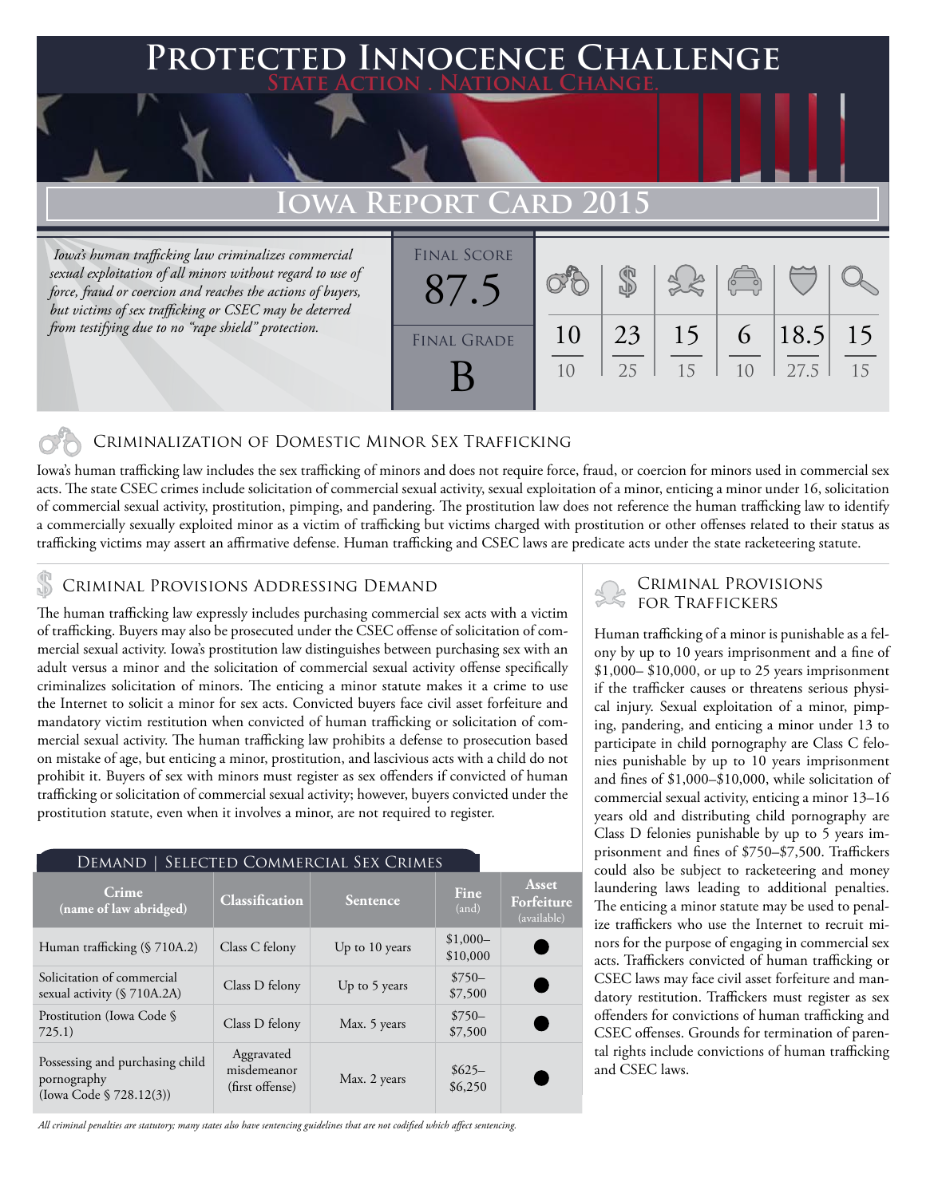# Protected Innocence Challenge

State Action . National Change.

## Iowa Report Card 2015

*Iowa's human trafficking law criminalizes commercial sexual exploitation of all minors without regard to use of force, fraud or coercion and reaches the actions of buyers, but victims of sex trafficking or CSEC may be deterred from testifying due to no "rape shield" protection.*

| Final Score | Final Grade |
|---|---|
| 87.5 | B |

| Criminalization of Domestic Minor Sex Trafficking | Criminal Provisions Addressing Demand | Criminal Provisions for Traffickers | Criminal Provisions for Facilitators | Protective Provisions for the Child Victims | Criminal Justice Tools for Investigation and Prosecution |
|---|---|---|---|---|---|
| 10/10 | 23/25 | 15/15 | 6/10 | 18.5/27.5 | 15/15 |

### Criminalization of Domestic Minor Sex Trafficking

Iowa's human trafficking law includes the sex trafficking of minors and does not require force, fraud, or coercion for minors used in commercial sex acts. The state CSEC crimes include solicitation of commercial sexual activity, sexual exploitation of a minor, enticing a minor under 16, solicitation of commercial sexual activity, prostitution, pimping, and pandering. The prostitution law does not reference the human trafficking law to identify a commercially sexually exploited minor as a victim of trafficking but victims charged with prostitution or other offenses related to their status as trafficking victims may assert an affirmative defense. Human trafficking and CSEC laws are predicate acts under the state racketeering statute.

### Criminal Provisions Addressing Demand

The human trafficking law expressly includes purchasing commercial sex acts with a victim of trafficking. Buyers may also be prosecuted under the CSEC offense of solicitation of commercial sexual activity. Iowa's prostitution law distinguishes between purchasing sex with an adult versus a minor and the solicitation of commercial sexual activity offense specifically criminalizes solicitation of minors. The enticing a minor statute makes it a crime to use the Internet to solicit a minor for sex acts. Convicted buyers face civil asset forfeiture and mandatory victim restitution when convicted of human trafficking or solicitation of commercial sexual activity. The human trafficking law prohibits a defense to prosecution based on mistake of age, but enticing a minor, prostitution, and lascivious acts with a child do not prohibit it. Buyers of sex with minors must register as sex offenders if convicted of human trafficking or solicitation of commercial sexual activity; however, buyers convicted under the prostitution statute, even when it involves a minor, are not required to register.

#### Demand | Selected Commercial Sex Crimes

| Crime (name of law abridged) | Classification | Sentence | Fine (and) | Asset Forfeiture (available) |
|---|---|---|---|---|
| Human trafficking (§ 710A.2) | Class C felony | Up to 10 years | $1,000–$10,000 | ● |
| Solicitation of commercial sexual activity (§ 710A.2A) | Class D felony | Up to 5 years | $750–$7,500 | ● |
| Prostitution (Iowa Code § 725.1) | Class D felony | Max. 5 years | $750–$7,500 | ● |
| Possessing and purchasing child pornography (Iowa Code § 728.12(3)) | Aggravated misdemeanor (first offense) | Max. 2 years | $625–$6,250 | ● |

*All criminal penalties are statutory; many states also have sentencing guidelines that are not codified which affect sentencing.*

### Criminal Provisions for Traffickers

Human trafficking of a minor is punishable as a felony by up to 10 years imprisonment and a fine of $1,000– $10,000, or up to 25 years imprisonment if the trafficker causes or threatens serious physical injury. Sexual exploitation of a minor, pimping, pandering, and enticing a minor under 13 to participate in child pornography are Class C felonies punishable by up to 10 years imprisonment and fines of $1,000–$10,000, while solicitation of commercial sexual activity, enticing a minor 13–16 years old and distributing child pornography are Class D felonies punishable by up to 5 years imprisonment and fines of $750–$7,500. Traffickers could also be subject to racketeering and money laundering laws leading to additional penalties. The enticing a minor statute may be used to penalize traffickers who use the Internet to recruit minors for the purpose of engaging in commercial sex acts. Traffickers convicted of human trafficking or CSEC laws may face civil asset forfeiture and mandatory restitution. Traffickers must register as sex offenders for convictions of human trafficking and CSEC offenses. Grounds for termination of parental rights include convictions of human trafficking and CSEC laws.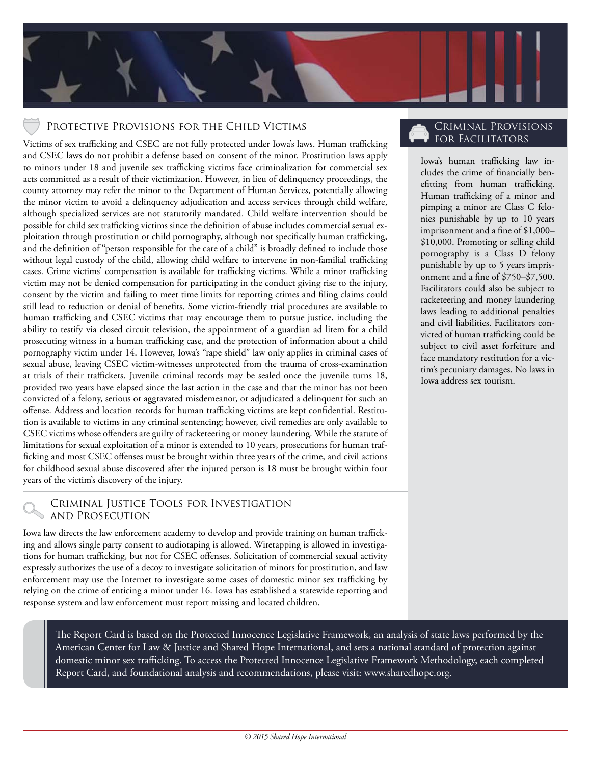## Protective Provisions for the Child Victims

Victims of sex trafficking and CSEC are not fully protected under Iowa's laws. Human trafficking and CSEC laws do not prohibit a defense based on consent of the minor. Prostitution laws apply to minors under 18 and juvenile sex trafficking victims face criminalization for commercial sex acts committed as a result of their victimization. However, in lieu of delinquency proceedings, the county attorney may refer the minor to the Department of Human Services, potentially allowing the minor victim to avoid a delinquency adjudication and access services through child welfare, although specialized services are not statutorily mandated. Child welfare intervention should be possible for child sex trafficking victims since the definition of abuse includes commercial sexual exploitation through prostitution or child pornography, although not specifically human trafficking, and the definition of "person responsible for the care of a child" is broadly defined to include those without legal custody of the child, allowing child welfare to intervene in non-familial trafficking cases. Crime victims' compensation is available for trafficking victims. While a minor trafficking victim may not be denied compensation for participating in the conduct giving rise to the injury, consent by the victim and failing to meet time limits for reporting crimes and filing claims could still lead to reduction or denial of benefits. Some victim-friendly trial procedures are available to human trafficking and CSEC victims that may encourage them to pursue justice, including the ability to testify via closed circuit television, the appointment of a guardian ad litem for a child prosecuting witness in a human trafficking case, and the protection of information about a child pornography victim under 14. However, Iowa's "rape shield" law only applies in criminal cases of sexual abuse, leaving CSEC victim-witnesses unprotected from the trauma of cross-examination at trials of their traffickers. Juvenile criminal records may be sealed once the juvenile turns 18, provided two years have elapsed since the last action in the case and that the minor has not been convicted of a felony, serious or aggravated misdemeanor, or adjudicated a delinquent for such an offense. Address and location records for human trafficking victims are kept confidential. Restitution is available to victims in any criminal sentencing; however, civil remedies are only available to CSEC victims whose offenders are guilty of racketeering or money laundering. While the statute of limitations for sexual exploitation of a minor is extended to 10 years, prosecutions for human trafficking and most CSEC offenses must be brought within three years of the crime, and civil actions for childhood sexual abuse discovered after the injured person is 18 must be brought within four years of the victim's discovery of the injury.

## Criminal Justice Tools for Investigation and Prosecution

Iowa law directs the law enforcement academy to develop and provide training on human trafficking and allows single party consent to audiotaping is allowed. Wiretapping is allowed in investigations for human trafficking, but not for CSEC offenses. Solicitation of commercial sexual activity expressly authorizes the use of a decoy to investigate solicitation of minors for prostitution, and law enforcement may use the Internet to investigate some cases of domestic minor sex trafficking by relying on the crime of enticing a minor under 16. Iowa has established a statewide reporting and response system and law enforcement must report missing and located children.

## Criminal Provisions for Facilitators

Iowa's human trafficking law includes the crime of financially benefitting from human trafficking. Human trafficking of a minor and pimping a minor are Class C felonies punishable by up to 10 years imprisonment and a fine of $1,000–$10,000. Promoting or selling child pornography is a Class D felony punishable by up to 5 years imprisonment and a fine of $750–$7,500. Facilitators could also be subject to racketeering and money laundering laws leading to additional penalties and civil liabilities. Facilitators convicted of human trafficking could be subject to civil asset forfeiture and face mandatory restitution for a victim's pecuniary damages. No laws in Iowa address sex tourism.

The Report Card is based on the Protected Innocence Legislative Framework, an analysis of state laws performed by the American Center for Law & Justice and Shared Hope International, and sets a national standard of protection against domestic minor sex trafficking. To access the Protected Innocence Legislative Framework Methodology, each completed Report Card, and foundational analysis and recommendations, please visit: www.sharedhope.org.

*© 2015 Shared Hope International*